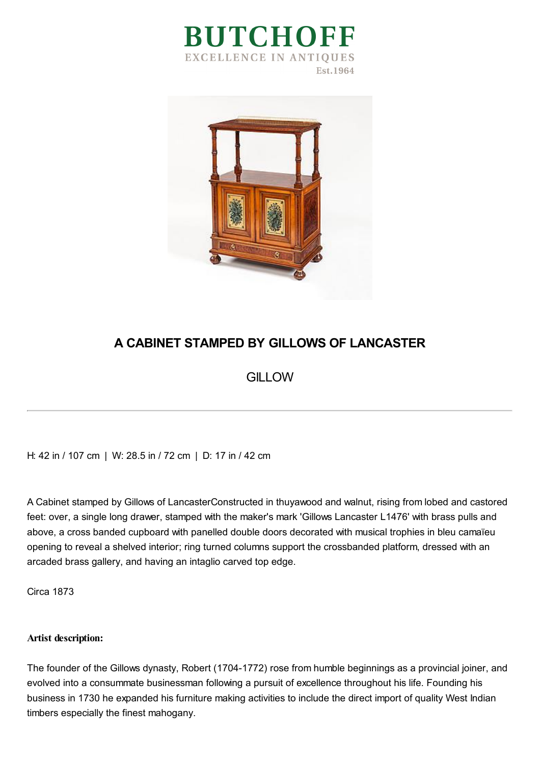# BUTCHOFF

EXCELLENCE IN ANTIQUES

Est.1964

## A CABINET STAMPED BY GILLOWS OF LANCASTER

GILLOW

---

H: 42 in / 107 cm | W: 28.5 in / 72 cm | D: 17 in / 42 cm

A Cabinet stamped by Gillows of LancasterConstructed in thuyawood and walnut, rising from lobed and castored feet: over, a single long drawer, stamped with the maker's mark 'Gillows Lancaster L1476' with brass pulls and above, a cross banded cupboard with panelled double doors decorated with musical trophies in bleu camaïeu opening to reveal a shelved interior; ring turned columns support the crossbanded platform, dressed with an arcaded brass gallery, and having an intaglio carved top edge.

Circa 1873

**Artist description:**

The founder of the Gillows dynasty, Robert (1704-1772) rose from humble beginnings as a provincial joiner, and evolved into a consummate businessman following a pursuit of excellence throughout his life. Founding his business in 1730 he expanded his furniture making activities to include the direct import of quality West Indian timbers especially the finest mahogany.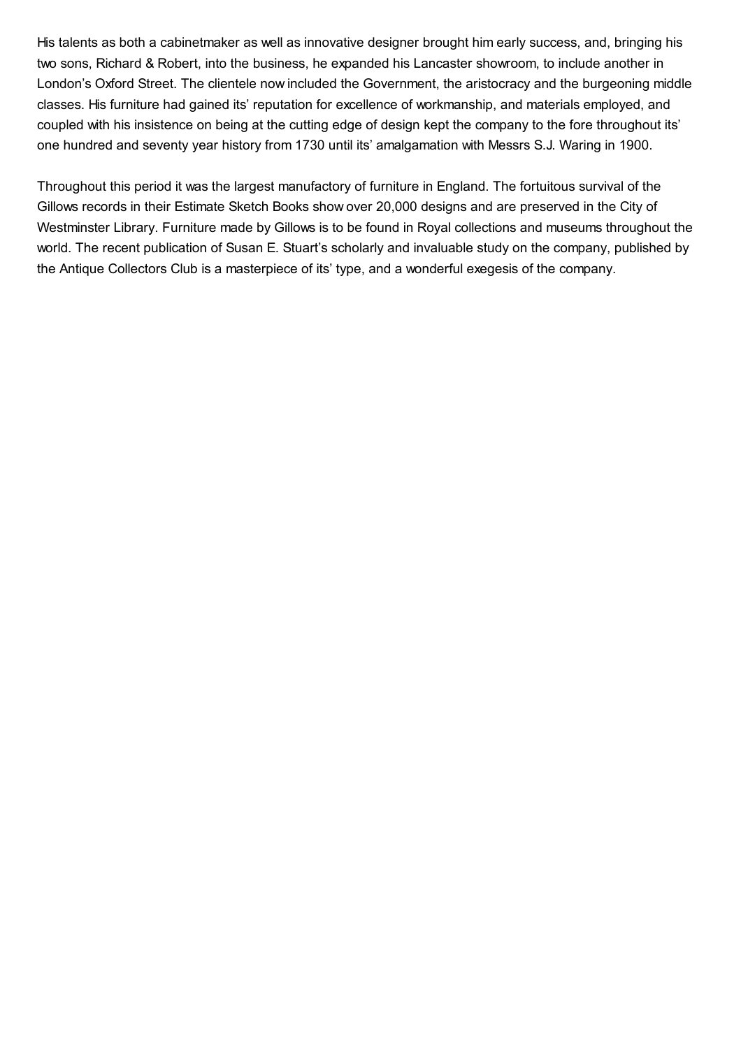His talents as both a cabinetmaker as well as innovative designer brought him early success, and, bringing his two sons, Richard & Robert, into the business, he expanded his Lancaster showroom, to include another in London's Oxford Street. The clientele now included the Government, the aristocracy and the burgeoning middle classes. His furniture had gained its' reputation for excellence of workmanship, and materials employed, and coupled with his insistence on being at the cutting edge of design kept the company to the fore throughout its' one hundred and seventy year history from 1730 until its' amalgamation with Messrs S.J. Waring in 1900.

Throughout this period it was the largest manufactory of furniture in England. The fortuitous survival of the Gillows records in their Estimate Sketch Books show over 20,000 designs and are preserved in the City of Westminster Library. Furniture made by Gillows is to be found in Royal collections and museums throughout the world. The recent publication of Susan E. Stuart's scholarly and invaluable study on the company, published by the Antique Collectors Club is a masterpiece of its' type, and a wonderful exegesis of the company.